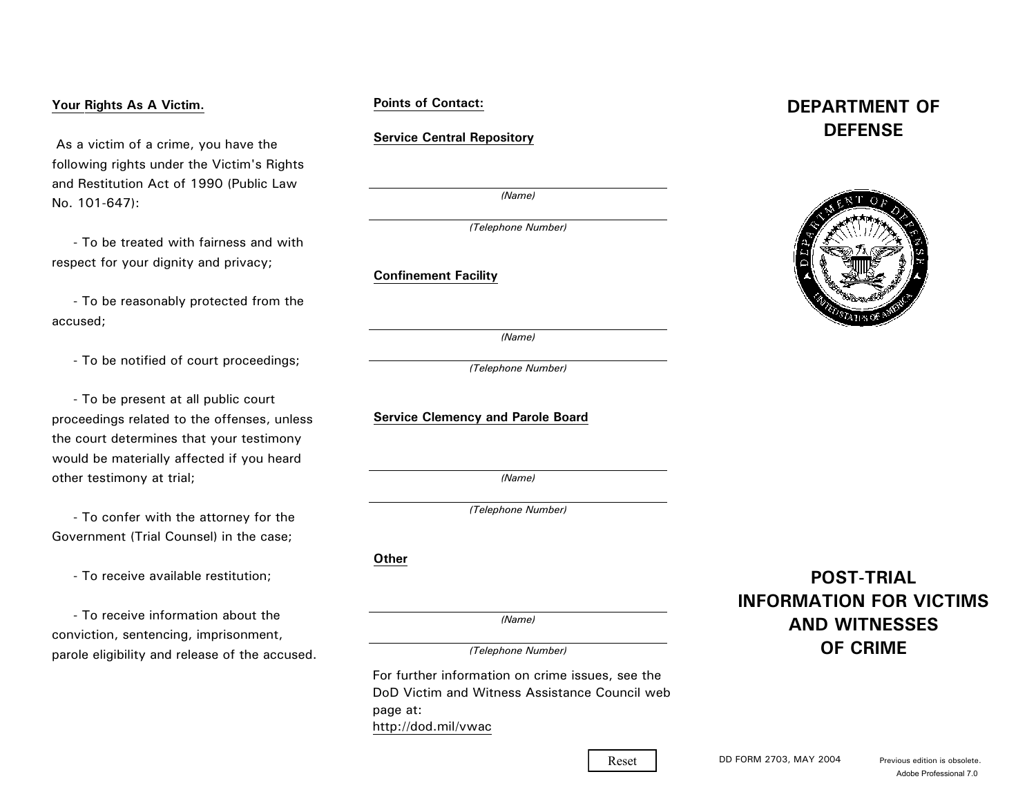**Your Rights As A Victim.**

As a victim of a crime, you have the following rights under the Victim's Rights and Restitution Act of 1990 (Public Law No. 101-647):

- To be treated with fairness and with respect for your dignity and privacy;
- To be reasonably protected from the accused;
- To be notified of court proceedings;
- To be present at all public court proceedings related to the offenses, unless the court determines that your testimony would be materially affected if you heard other testimony at trial;
- To confer with the attorney for the Government (Trial Counsel) in the case;
- To receive available restitution;
- To receive information about the conviction, sentencing, imprisonment, parole eligibility and release of the accused.

**Points of Contact:**

**Service Central Repository**

_______________________________
*(Name)*

_______________________________
*(Telephone Number)*

**Confinement Facility**

_______________________________
*(Name)*

_______________________________
*(Telephone Number)*

**Service Clemency and Parole Board**

_______________________________
*(Name)*

_______________________________
*(Telephone Number)*

**Other**

_______________________________
*(Name)*

_______________________________
*(Telephone Number)*

For further information on crime issues, see the DoD Victim and Witness Assistance Council web page at:
http://dod.mil/vwac

Reset

# DEPARTMENT OF DEFENSE

# POST-TRIAL INFORMATION FOR VICTIMS AND WITNESSES OF CRIME

DD FORM 2703, MAY 2004 Previous edition is obsolete.
Adobe Professional 7.0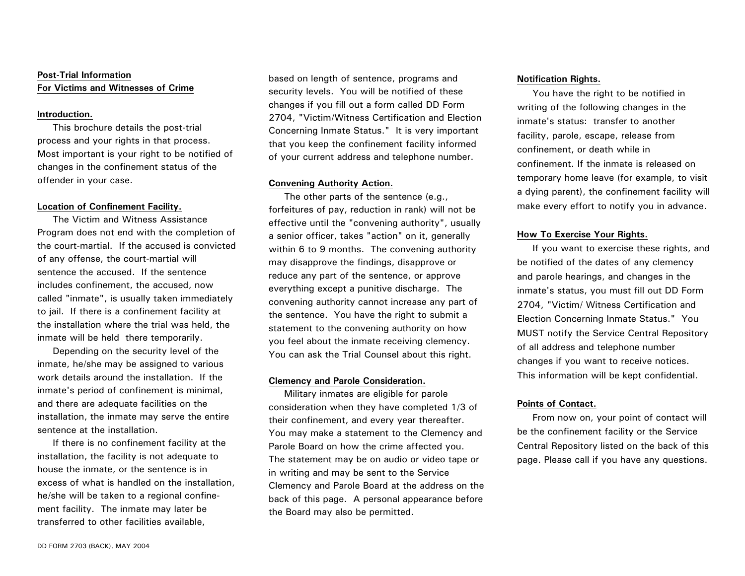**Post-Trial Information**
**For Victims and Witnesses of Crime**

**Introduction.**

This brochure details the post-trial process and your rights in that process. Most important is your right to be notified of changes in the confinement status of the offender in your case.

**Location of Confinement Facility.**

The Victim and Witness Assistance Program does not end with the completion of the court-martial. If the accused is convicted of any offense, the court-martial will sentence the accused. If the sentence includes confinement, the accused, now called "inmate", is usually taken immediately to jail. If there is a confinement facility at the installation where the trial was held, the inmate will be held there temporarily.

Depending on the security level of the inmate, he/she may be assigned to various work details around the installation. If the inmate's period of confinement is minimal, and there are adequate facilities on the installation, the inmate may serve the entire sentence at the installation.

If there is no confinement facility at the installation, the facility is not adequate to house the inmate, or the sentence is in excess of what is handled on the installation, he/she will be taken to a regional confinement facility. The inmate may later be transferred to other facilities available, based on length of sentence, programs and security levels. You will be notified of these changes if you fill out a form called DD Form 2704, "Victim/Witness Certification and Election Concerning Inmate Status." It is very important that you keep the confinement facility informed of your current address and telephone number.

**Convening Authority Action.**

The other parts of the sentence (e.g., forfeitures of pay, reduction in rank) will not be effective until the "convening authority", usually a senior officer, takes "action" on it, generally within 6 to 9 months. The convening authority may disapprove the findings, disapprove or reduce any part of the sentence, or approve everything except a punitive discharge. The convening authority cannot increase any part of the sentence. You have the right to submit a statement to the convening authority on how you feel about the inmate receiving clemency. You can ask the Trial Counsel about this right.

**Clemency and Parole Consideration.**

Military inmates are eligible for parole consideration when they have completed 1/3 of their confinement, and every year thereafter. You may make a statement to the Clemency and Parole Board on how the crime affected you. The statement may be on audio or video tape or in writing and may be sent to the Service Clemency and Parole Board at the address on the back of this page. A personal appearance before the Board may also be permitted.

**Notification Rights.**

You have the right to be notified in writing of the following changes in the inmate's status: transfer to another facility, parole, escape, release from confinement, or death while in confinement. If the inmate is released on temporary home leave (for example, to visit a dying parent), the confinement facility will make every effort to notify you in advance.

**How To Exercise Your Rights.**

If you want to exercise these rights, and be notified of the dates of any clemency and parole hearings, and changes in the inmate's status, you must fill out DD Form 2704, "Victim/ Witness Certification and Election Concerning Inmate Status." You MUST notify the Service Central Repository of all address and telephone number changes if you want to receive notices. This information will be kept confidential.

**Points of Contact.**

From now on, your point of contact will be the confinement facility or the Service Central Repository listed on the back of this page. Please call if you have any questions.

DD FORM 2703 (BACK), MAY 2004